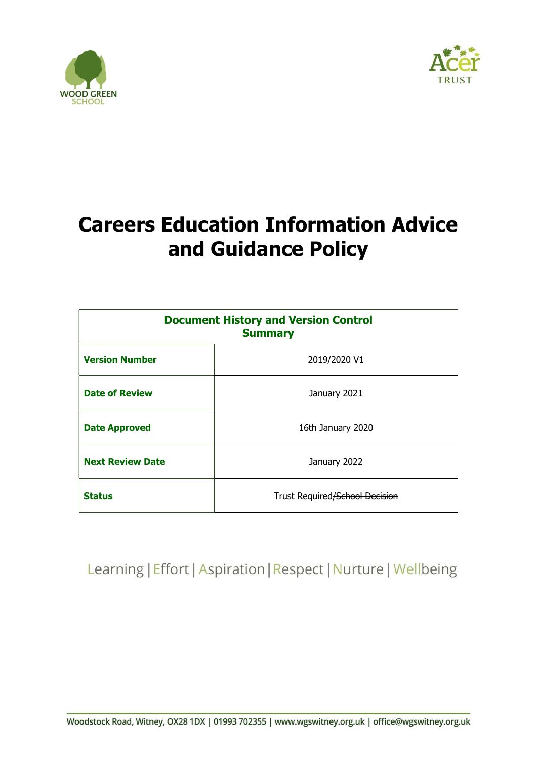WOOD GREEN SCHOOL

Acer TRUST

# Careers Education Information Advice and Guidance Policy

| Document History and Version Control Summary | |
|---|---|
| **Version Number** | 2019/2020 V1 |
| **Date of Review** | January 2021 |
| **Date Approved** | 16th January 2020 |
| **Next Review Date** | January 2022 |
| **Status** | Trust Required/~~School Decision~~ |

Learning | Effort | Aspiration | Respect | Nurture | Wellbeing

Woodstock Road, Witney, OX28 1DX | 01993 702355 | www.wgswitney.org.uk | office@wgswitney.org.uk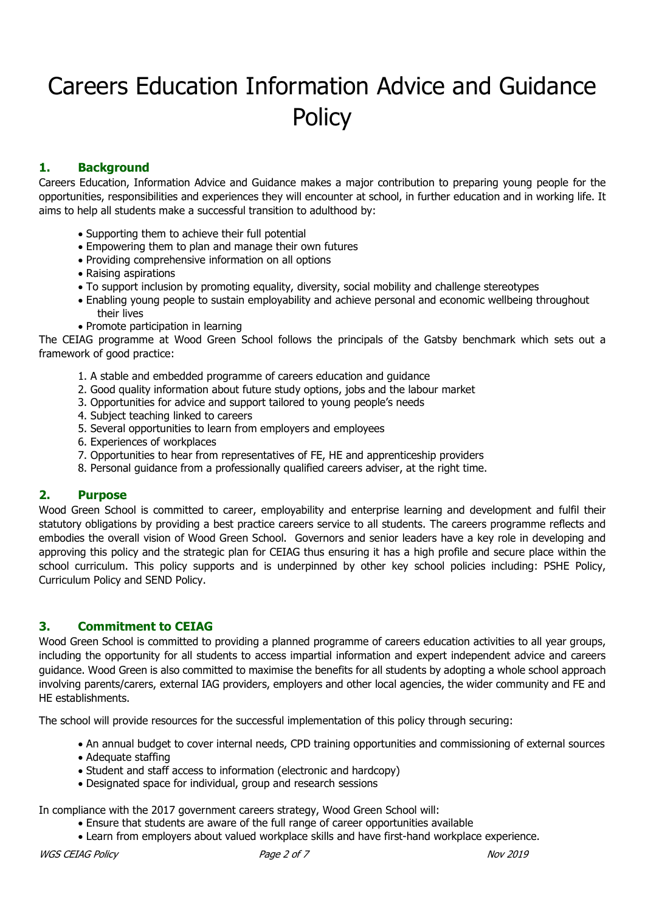# Careers Education Information Advice and Guidance Policy

## 1. Background

Careers Education, Information Advice and Guidance makes a major contribution to preparing young people for the opportunities, responsibilities and experiences they will encounter at school, in further education and in working life. It aims to help all students make a successful transition to adulthood by:

- Supporting them to achieve their full potential
- Empowering them to plan and manage their own futures
- Providing comprehensive information on all options
- Raising aspirations
- To support inclusion by promoting equality, diversity, social mobility and challenge stereotypes
- Enabling young people to sustain employability and achieve personal and economic wellbeing throughout their lives
- Promote participation in learning

The CEIAG programme at Wood Green School follows the principals of the Gatsby benchmark which sets out a framework of good practice:

1. A stable and embedded programme of careers education and guidance
2. Good quality information about future study options, jobs and the labour market
3. Opportunities for advice and support tailored to young people's needs
4. Subject teaching linked to careers
5. Several opportunities to learn from employers and employees
6. Experiences of workplaces
7. Opportunities to hear from representatives of FE, HE and apprenticeship providers
8. Personal guidance from a professionally qualified careers adviser, at the right time.

## 2. Purpose

Wood Green School is committed to career, employability and enterprise learning and development and fulfil their statutory obligations by providing a best practice careers service to all students. The careers programme reflects and embodies the overall vision of Wood Green School. Governors and senior leaders have a key role in developing and approving this policy and the strategic plan for CEIAG thus ensuring it has a high profile and secure place within the school curriculum. This policy supports and is underpinned by other key school policies including: PSHE Policy, Curriculum Policy and SEND Policy.

## 3. Commitment to CEIAG

Wood Green School is committed to providing a planned programme of careers education activities to all year groups, including the opportunity for all students to access impartial information and expert independent advice and careers guidance. Wood Green is also committed to maximise the benefits for all students by adopting a whole school approach involving parents/carers, external IAG providers, employers and other local agencies, the wider community and FE and HE establishments.

The school will provide resources for the successful implementation of this policy through securing:

- An annual budget to cover internal needs, CPD training opportunities and commissioning of external sources
- Adequate staffing
- Student and staff access to information (electronic and hardcopy)
- Designated space for individual, group and research sessions

In compliance with the 2017 government careers strategy, Wood Green School will:

- Ensure that students are aware of the full range of career opportunities available
- Learn from employers about valued workplace skills and have first-hand workplace experience.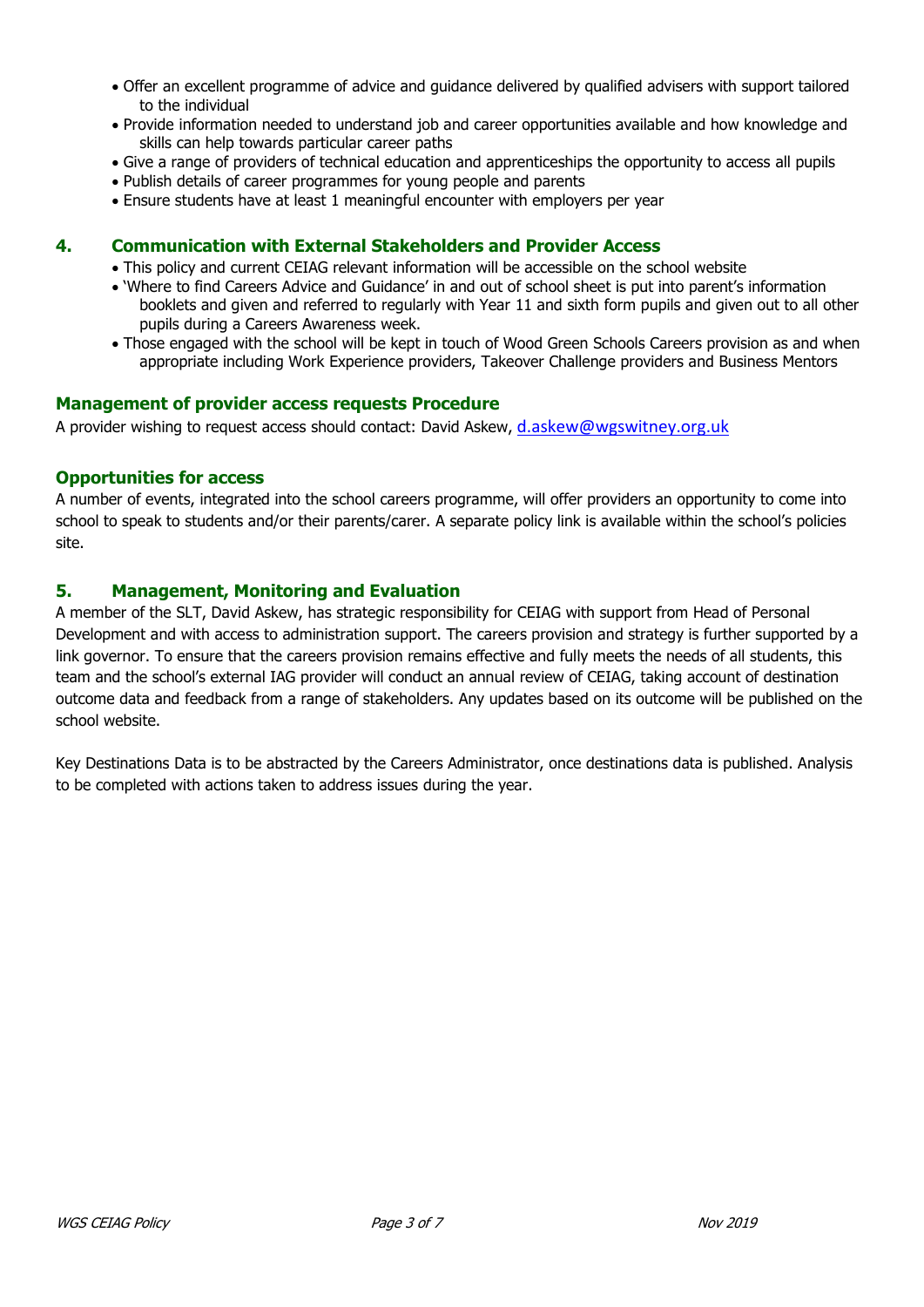- Offer an excellent programme of advice and guidance delivered by qualified advisers with support tailored to the individual
- Provide information needed to understand job and career opportunities available and how knowledge and skills can help towards particular career paths
- Give a range of providers of technical education and apprenticeships the opportunity to access all pupils
- Publish details of career programmes for young people and parents
- Ensure students have at least 1 meaningful encounter with employers per year

## 4. Communication with External Stakeholders and Provider Access

- This policy and current CEIAG relevant information will be accessible on the school website
- 'Where to find Careers Advice and Guidance' in and out of school sheet is put into parent's information booklets and given and referred to regularly with Year 11 and sixth form pupils and given out to all other pupils during a Careers Awareness week.
- Those engaged with the school will be kept in touch of Wood Green Schools Careers provision as and when appropriate including Work Experience providers, Takeover Challenge providers and Business Mentors

### Management of provider access requests Procedure

A provider wishing to request access should contact: David Askew, d.askew@wgswitney.org.uk

### Opportunities for access

A number of events, integrated into the school careers programme, will offer providers an opportunity to come into school to speak to students and/or their parents/carer. A separate policy link is available within the school's policies site.

## 5. Management, Monitoring and Evaluation

A member of the SLT, David Askew, has strategic responsibility for CEIAG with support from Head of Personal Development and with access to administration support. The careers provision and strategy is further supported by a link governor. To ensure that the careers provision remains effective and fully meets the needs of all students, this team and the school's external IAG provider will conduct an annual review of CEIAG, taking account of destination outcome data and feedback from a range of stakeholders. Any updates based on its outcome will be published on the school website.

Key Destinations Data is to be abstracted by the Careers Administrator, once destinations data is published. Analysis to be completed with actions taken to address issues during the year.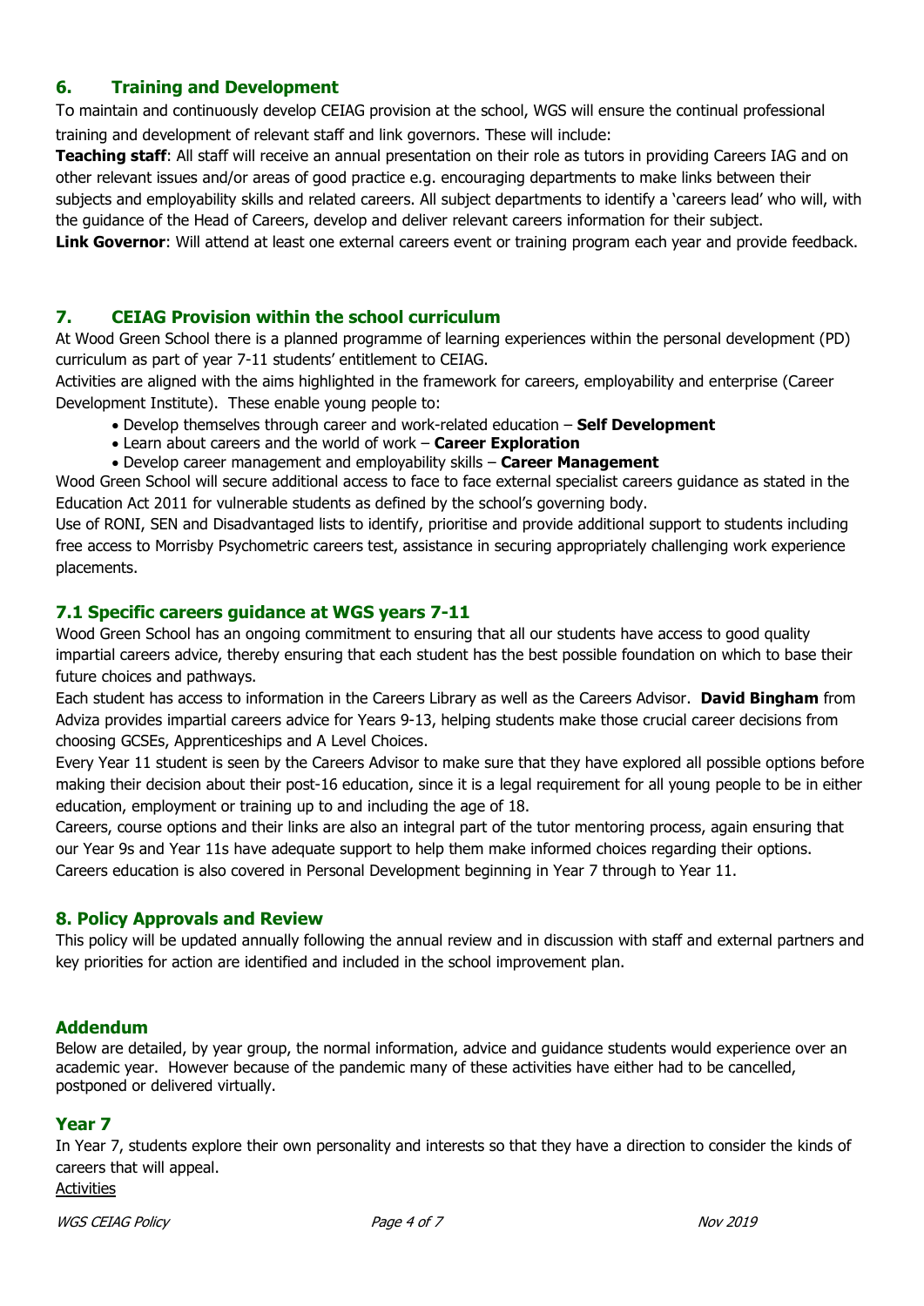## 6. Training and Development

To maintain and continuously develop CEIAG provision at the school, WGS will ensure the continual professional training and development of relevant staff and link governors. These will include:

**Teaching staff**: All staff will receive an annual presentation on their role as tutors in providing Careers IAG and on other relevant issues and/or areas of good practice e.g. encouraging departments to make links between their subjects and employability skills and related careers. All subject departments to identify a 'careers lead' who will, with the guidance of the Head of Careers, develop and deliver relevant careers information for their subject.

**Link Governor**: Will attend at least one external careers event or training program each year and provide feedback.

## 7. CEIAG Provision within the school curriculum

At Wood Green School there is a planned programme of learning experiences within the personal development (PD) curriculum as part of year 7-11 students' entitlement to CEIAG.

Activities are aligned with the aims highlighted in the framework for careers, employability and enterprise (Career Development Institute). These enable young people to:

- Develop themselves through career and work-related education – **Self Development**
- Learn about careers and the world of work – **Career Exploration**
- Develop career management and employability skills – **Career Management**

Wood Green School will secure additional access to face to face external specialist careers guidance as stated in the Education Act 2011 for vulnerable students as defined by the school's governing body.

Use of RONI, SEN and Disadvantaged lists to identify, prioritise and provide additional support to students including free access to Morrisby Psychometric careers test, assistance in securing appropriately challenging work experience placements.

### 7.1 Specific careers guidance at WGS years 7-11

Wood Green School has an ongoing commitment to ensuring that all our students have access to good quality impartial careers advice, thereby ensuring that each student has the best possible foundation on which to base their future choices and pathways.

Each student has access to information in the Careers Library as well as the Careers Advisor. **David Bingham** from Adviza provides impartial careers advice for Years 9-13, helping students make those crucial career decisions from choosing GCSEs, Apprenticeships and A Level Choices.

Every Year 11 student is seen by the Careers Advisor to make sure that they have explored all possible options before making their decision about their post-16 education, since it is a legal requirement for all young people to be in either education, employment or training up to and including the age of 18.

Careers, course options and their links are also an integral part of the tutor mentoring process, again ensuring that our Year 9s and Year 11s have adequate support to help them make informed choices regarding their options.

Careers education is also covered in Personal Development beginning in Year 7 through to Year 11.

## 8. Policy Approvals and Review

This policy will be updated annually following the annual review and in discussion with staff and external partners and key priorities for action are identified and included in the school improvement plan.

## Addendum

Below are detailed, by year group, the normal information, advice and guidance students would experience over an academic year. However because of the pandemic many of these activities have either had to be cancelled, postponed or delivered virtually.

## Year 7

In Year 7, students explore their own personality and interests so that they have a direction to consider the kinds of careers that will appeal.

Activities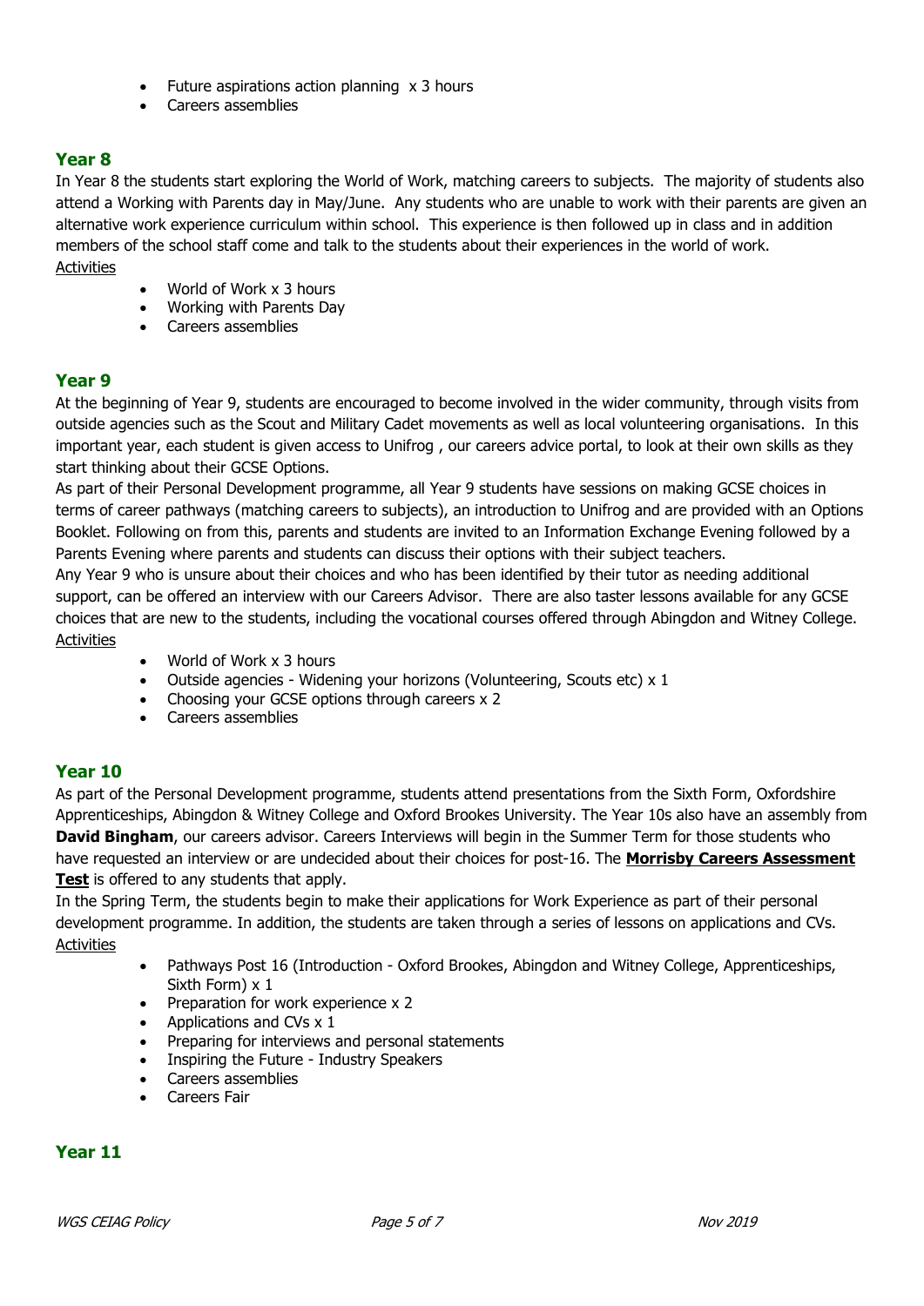- Future aspirations action planning x 3 hours
- Careers assemblies

## Year 8

In Year 8 the students start exploring the World of Work, matching careers to subjects. The majority of students also attend a Working with Parents day in May/June. Any students who are unable to work with their parents are given an alternative work experience curriculum within school. This experience is then followed up in class and in addition members of the school staff come and talk to the students about their experiences in the world of work.

Activities

- World of Work x 3 hours
- Working with Parents Day
- Careers assemblies

## Year 9

At the beginning of Year 9, students are encouraged to become involved in the wider community, through visits from outside agencies such as the Scout and Military Cadet movements as well as local volunteering organisations. In this important year, each student is given access to Unifrog , our careers advice portal, to look at their own skills as they start thinking about their GCSE Options.

As part of their Personal Development programme, all Year 9 students have sessions on making GCSE choices in terms of career pathways (matching careers to subjects), an introduction to Unifrog and are provided with an Options Booklet. Following on from this, parents and students are invited to an Information Exchange Evening followed by a Parents Evening where parents and students can discuss their options with their subject teachers.

Any Year 9 who is unsure about their choices and who has been identified by their tutor as needing additional support, can be offered an interview with our Careers Advisor. There are also taster lessons available for any GCSE choices that are new to the students, including the vocational courses offered through Abingdon and Witney College.

Activities

- World of Work x 3 hours
- Outside agencies - Widening your horizons (Volunteering, Scouts etc) x 1
- Choosing your GCSE options through careers x 2
- Careers assemblies

## Year 10

As part of the Personal Development programme, students attend presentations from the Sixth Form, Oxfordshire Apprenticeships, Abingdon & Witney College and Oxford Brookes University. The Year 10s also have an assembly from **David Bingham**, our careers advisor. Careers Interviews will begin in the Summer Term for those students who have requested an interview or are undecided about their choices for post-16. The **Morrisby Careers Assessment Test** is offered to any students that apply.

In the Spring Term, the students begin to make their applications for Work Experience as part of their personal development programme. In addition, the students are taken through a series of lessons on applications and CVs.

Activities

- Pathways Post 16 (Introduction - Oxford Brookes, Abingdon and Witney College, Apprenticeships, Sixth Form) x 1
- Preparation for work experience x 2
- Applications and CVs x 1
- Preparing for interviews and personal statements
- Inspiring the Future - Industry Speakers
- Careers assemblies
- Careers Fair

## Year 11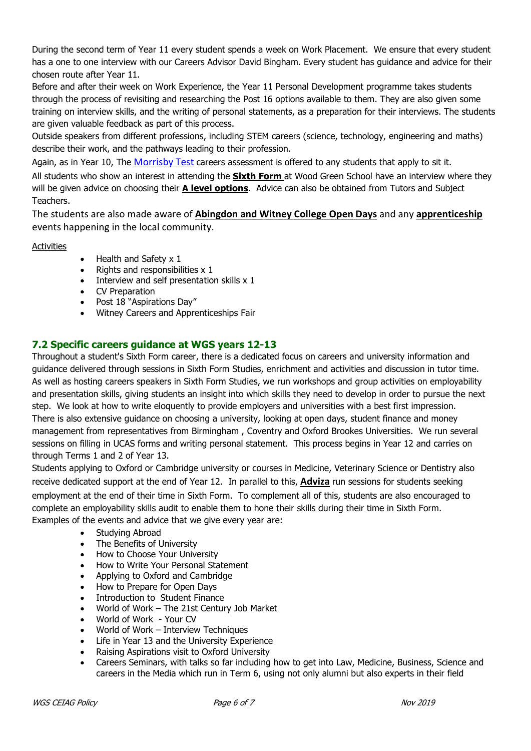During the second term of Year 11 every student spends a week on Work Placement. We ensure that every student has a one to one interview with our Careers Advisor David Bingham. Every student has guidance and advice for their chosen route after Year 11.

Before and after their week on Work Experience, the Year 11 Personal Development programme takes students through the process of revisiting and researching the Post 16 options available to them. They are also given some training on interview skills, and the writing of personal statements, as a preparation for their interviews. The students are given valuable feedback as part of this process.

Outside speakers from different professions, including STEM careers (science, technology, engineering and maths) describe their work, and the pathways leading to their profession.

Again, as in Year 10, The Morrisby Test careers assessment is offered to any students that apply to sit it.

All students who show an interest in attending the **Sixth Form** at Wood Green School have an interview where they will be given advice on choosing their **A level options**. Advice can also be obtained from Tutors and Subject Teachers.

The students are also made aware of **Abingdon and Witney College Open Days** and any **apprenticeship** events happening in the local community.

Activities

- Health and Safety x 1
- Rights and responsibilities x 1
- Interview and self presentation skills x 1
- CV Preparation
- Post 18 "Aspirations Day"
- Witney Careers and Apprenticeships Fair

## 7.2 Specific careers guidance at WGS years 12-13

Throughout a student's Sixth Form career, there is a dedicated focus on careers and university information and guidance delivered through sessions in Sixth Form Studies, enrichment and activities and discussion in tutor time. As well as hosting careers speakers in Sixth Form Studies, we run workshops and group activities on employability and presentation skills, giving students an insight into which skills they need to develop in order to pursue the next step. We look at how to write eloquently to provide employers and universities with a best first impression. There is also extensive guidance on choosing a university, looking at open days, student finance and money management from representatives from Birmingham , Coventry and Oxford Brookes Universities. We run several sessions on filling in UCAS forms and writing personal statement. This process begins in Year 12 and carries on through Terms 1 and 2 of Year 13.

Students applying to Oxford or Cambridge university or courses in Medicine, Veterinary Science or Dentistry also receive dedicated support at the end of Year 12. In parallel to this, **Adviza** run sessions for students seeking employment at the end of their time in Sixth Form. To complement all of this, students are also encouraged to complete an employability skills audit to enable them to hone their skills during their time in Sixth Form.

Examples of the events and advice that we give every year are:

- Studying Abroad
- The Benefits of University
- How to Choose Your University
- How to Write Your Personal Statement
- Applying to Oxford and Cambridge
- How to Prepare for Open Days
- Introduction to Student Finance
- World of Work – The 21st Century Job Market
- World of Work - Your CV
- World of Work – Interview Techniques
- Life in Year 13 and the University Experience
- Raising Aspirations visit to Oxford University
- Careers Seminars, with talks so far including how to get into Law, Medicine, Business, Science and careers in the Media which run in Term 6, using not only alumni but also experts in their field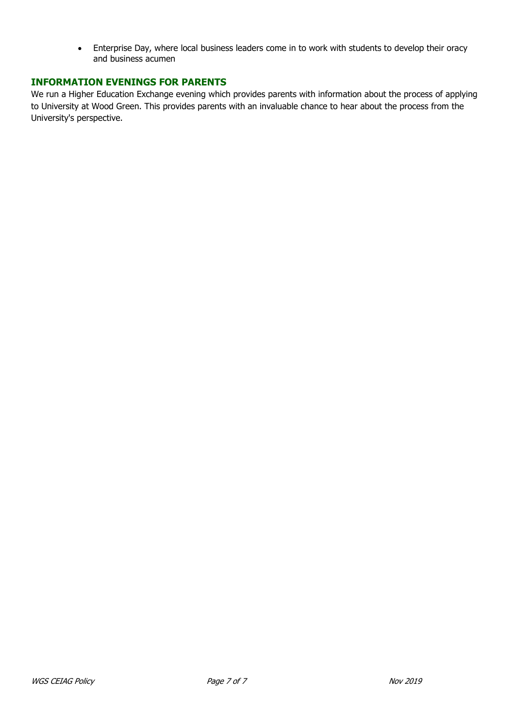- Enterprise Day, where local business leaders come in to work with students to develop their oracy and business acumen

## INFORMATION EVENINGS FOR PARENTS

We run a Higher Education Exchange evening which provides parents with information about the process of applying to University at Wood Green. This provides parents with an invaluable chance to hear about the process from the University's perspective.